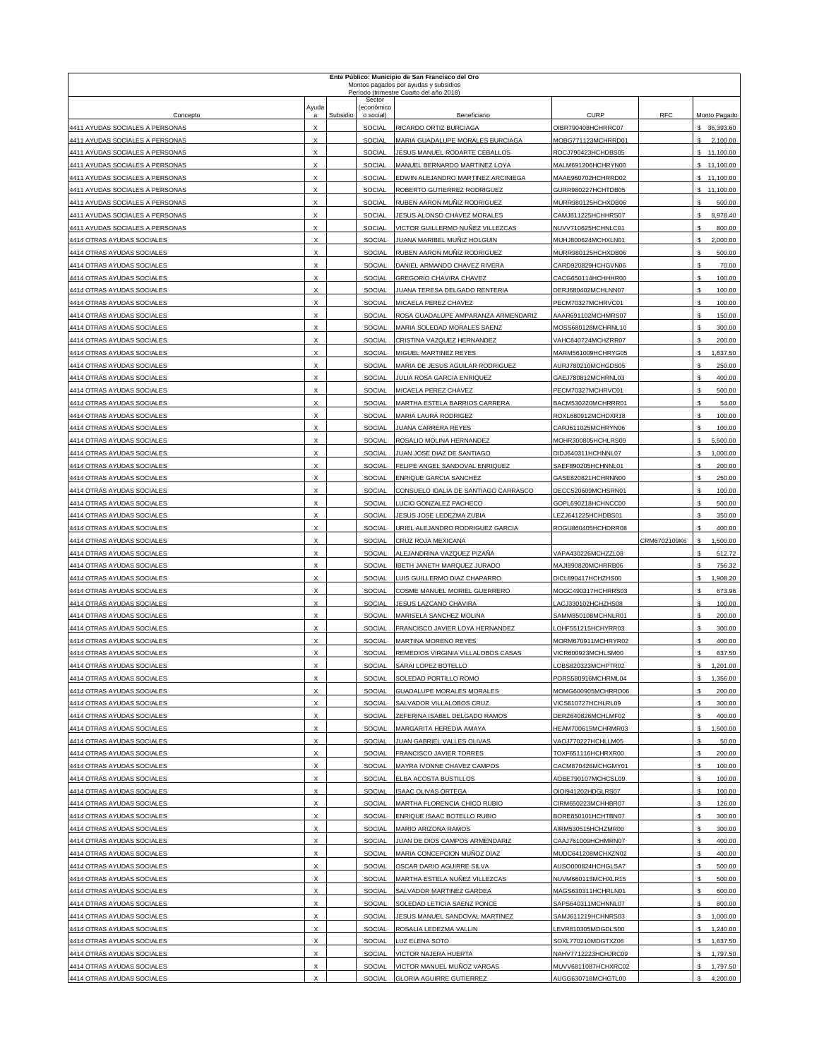**Ente Público: Municipio de San Francisco del Oro**
Montos pagados por ayudas y subsidios
Período (trimestre Cuarto del año 2018)

| Concepto | Ayuda | Subsidio | Sector (económico o social) | Beneficiario | CURP | RFC | Monto Pagado |
|---|---|---|---|---|---|---|---|
| 4411 AYUDAS SOCIALES A PERSONAS | X | | SOCIAL | RICARDO ORTIZ BURCIAGA | OIBR790408HCHRRC07 | | $ 36,393.60 |
| 4411 AYUDAS SOCIALES A PERSONAS | X | | SOCIAL | MARIA GUADALUPE MORALES BURCIAGA | MOBG771123MCHRRD01 | | $ 2,100.00 |
| 4411 AYUDAS SOCIALES A PERSONAS | X | | SOCIAL | JESUS MANUEL RODARTE CEBALLOS | ROCJ790423HCHDBS05 | | $ 11,100.00 |
| 4411 AYUDAS SOCIALES A PERSONAS | X | | SOCIAL | MANUEL BERNARDO MARTINEZ LOYA | MALM691206HCHRYN00 | | $ 11,100.00 |
| 4411 AYUDAS SOCIALES A PERSONAS | X | | SOCIAL | EDWIN ALEJANDRO MARTINEZ ARCINIEGA | MAAE960702HCHRRD02 | | $ 11,100.00 |
| 4411 AYUDAS SOCIALES A PERSONAS | X | | SOCIAL | ROBERTO GUTIERREZ RODRIGUEZ | GURR980227HCHTDB05 | | $ 11,100.00 |
| 4411 AYUDAS SOCIALES A PERSONAS | X | | SOCIAL | RUBEN AARON MUÑIZ RODRIGUEZ | MURR980125HCHXDB06 | | $ 500.00 |
| 4411 AYUDAS SOCIALES A PERSONAS | X | | SOCIAL | JESUS ALONSO CHAVEZ MORALES | CAMJ811225HCHHRS07 | | $ 8,978.40 |
| 4411 AYUDAS SOCIALES A PERSONAS | X | | SOCIAL | VICTOR GUILLERMO NUÑEZ VILLEZCAS | NUVV710625HCHNLC01 | | $ 800.00 |
| 4414 OTRAS AYUDAS SOCIALES | X | | SOCIAL | JUANA MARIBEL MUÑIZ HOLGUIN | MUHJ800624MCHXLN01 | | $ 2,000.00 |
| 4414 OTRAS AYUDAS SOCIALES | X | | SOCIAL | RUBEN AARON MUÑIZ RODRIGUEZ | MURR980125HCHXDB06 | | $ 500.00 |
| 4414 OTRAS AYUDAS SOCIALES | X | | SOCIAL | DANIEL ARMANDO CHAVEZ RIVERA | CARD920829HCHGVN06 | | $ 70.00 |
| 4414 OTRAS AYUDAS SOCIALES | X | | SOCIAL | GREGORIO CHAVIRA CHAVEZ | CACG650114HCHHHR00 | | $ 100.00 |
| 4414 OTRAS AYUDAS SOCIALES | X | | SOCIAL | JUANA TERESA DELGADO RENTERIA | DERJ680402MCHLNN07 | | $ 100.00 |
| 4414 OTRAS AYUDAS SOCIALES | X | | SOCIAL | MICAELA PEREZ CHAVEZ | PECM70327MCHRVC01 | | $ 100.00 |
| 4414 OTRAS AYUDAS SOCIALES | X | | SOCIAL | ROSA GUADALUPE AMPARANZA ARMENDARIZ | AAAR691102MCHMRS07 | | $ 150.00 |
| 4414 OTRAS AYUDAS SOCIALES | X | | SOCIAL | MARIA SOLEDAD MORALES SAENZ | MOSS680128MCHRNL10 | | $ 300.00 |
| 4414 OTRAS AYUDAS SOCIALES | X | | SOCIAL | CRISTINA VAZQUEZ HERNANDEZ | VAHC840724MCHZRR07 | | $ 200.00 |
| 4414 OTRAS AYUDAS SOCIALES | X | | SOCIAL | MIGUEL MARTINEZ REYES | MARM561009HCHRYG05 | | $ 1,637.50 |
| 4414 OTRAS AYUDAS SOCIALES | X | | SOCIAL | MARIA DE JESUS AGUILAR RODRIGUEZ | AURJ780210MCHGDS05 | | $ 250.00 |
| 4414 OTRAS AYUDAS SOCIALES | X | | SOCIAL | JULIA ROSA GARCIA ENRIQUEZ | GAEJ780812MCHRNL03 | | $ 400.00 |
| 4414 OTRAS AYUDAS SOCIALES | X | | SOCIAL | MICAELA PEREZ CHAVEZ | PECM70327MCHRVC01 | | $ 500.00 |
| 4414 OTRAS AYUDAS SOCIALES | X | | SOCIAL | MARTHA ESTELA BARRIOS CARRERA | BACM530220MCHRRR01 | | $ 54.00 |
| 4414 OTRAS AYUDAS SOCIALES | X | | SOCIAL | MARIA LAURA RODRIGEZ | ROXL680912MCHDXR18 | | $ 100.00 |
| 4414 OTRAS AYUDAS SOCIALES | X | | SOCIAL | JUANA CARRERA REYES | CARJ611025MCHRYN06 | | $ 100.00 |
| 4414 OTRAS AYUDAS SOCIALES | X | | SOCIAL | ROSALIO MOLINA HERNANDEZ | MOHR300805HCHLRS09 | | $ 5,500.00 |
| 4414 OTRAS AYUDAS SOCIALES | X | | SOCIAL | JUAN JOSE DIAZ DE SANTIAGO | DIDJ640311HCHNNL07 | | $ 1,000.00 |
| 4414 OTRAS AYUDAS SOCIALES | X | | SOCIAL | FELIPE ANGEL SANDOVAL ENRIQUEZ | SAEF890205HCHNNL01 | | $ 200.00 |
| 4414 OTRAS AYUDAS SOCIALES | X | | SOCIAL | ENRIQUE GARCIA SANCHEZ | GASE820821HCHRNN00 | | $ 250.00 |
| 4414 OTRAS AYUDAS SOCIALES | X | | SOCIAL | CONSUELO IDALIA DE SANTIAGO CARRASCO | DECC520609MCHSRN01 | | $ 100.00 |
| 4414 OTRAS AYUDAS SOCIALES | X | | SOCIAL | LUCIO GONZALEZ PACHECO | GOPL690218HCHNCC00 | | $ 500.00 |
| 4414 OTRAS AYUDAS SOCIALES | X | | SOCIAL | JESUS JOSE LEDEZMA ZUBIA | LEZJ641225HCHDBS01 | | $ 350.00 |
| 4414 OTRAS AYUDAS SOCIALES | X | | SOCIAL | URIEL ALEJANDRO RODRIGUEZ GARCIA | ROGU860405HCHDRR08 | | $ 400.00 |
| 4414 OTRAS AYUDAS SOCIALES | X | | SOCIAL | CRUZ ROJA MEXICANA | | CRM6702109K6 | $ 1,500.00 |
| 4414 OTRAS AYUDAS SOCIALES | X | | SOCIAL | ALEJANDRINA VAZQUEZ PIZAÑA | VAPA430226MCHZZL08 | | $ 512.72 |
| 4414 OTRAS AYUDAS SOCIALES | X | | SOCIAL | IBETH JANETH MARQUEZ JURADO | MAJI890820MCHRRB06 | | $ 756.32 |
| 4414 OTRAS AYUDAS SOCIALES | X | | SOCIAL | LUIS GUILLERMO DIAZ CHAPARRO | DICL890417HCHZHS00 | | $ 1,908.20 |
| 4414 OTRAS AYUDAS SOCIALES | X | | SOCIAL | COSME MANUEL MORIEL GUERRERO | MOGC490317HCHRRS03 | | $ 673.96 |
| 4414 OTRAS AYUDAS SOCIALES | X | | SOCIAL | JESUS LAZCANO CHAVIRA | LACJ330102HCHZHS08 | | $ 100.00 |
| 4414 OTRAS AYUDAS SOCIALES | X | | SOCIAL | MARISELA SANCHEZ MOLINA | SAMM850108MCHNLR01 | | $ 200.00 |
| 4414 OTRAS AYUDAS SOCIALES | X | | SOCIAL | FRANCISCO JAVIER LOYA HERNANDEZ | LOHF551215HCHYRR03 | | $ 300.00 |
| 4414 OTRAS AYUDAS SOCIALES | X | | SOCIAL | MARTINA MORENO REYES | MORM670911MCHRYR02 | | $ 400.00 |
| 4414 OTRAS AYUDAS SOCIALES | X | | SOCIAL | REMEDIOS VIRGINIA VILLALOBOS CASAS | VICR600923MCHLSM00 | | $ 637.50 |
| 4414 OTRAS AYUDAS SOCIALES | X | | SOCIAL | SARAI LOPEZ BOTELLO | LOBS820323MCHPTR02 | | $ 1,201.00 |
| 4414 OTRAS AYUDAS SOCIALES | X | | SOCIAL | SOLEDAD PORTILLO ROMO | PORS580916MCHRML04 | | $ 1,356.00 |
| 4414 OTRAS AYUDAS SOCIALES | X | | SOCIAL | GUADALUPE MORALES MORALES | MOMG600905MCHRRD06 | | $ 200.00 |
| 4414 OTRAS AYUDAS SOCIALES | X | | SOCIAL | SALVADOR VILLALOBOS CRUZ | VICS610727HCHLRL09 | | $ 300.00 |
| 4414 OTRAS AYUDAS SOCIALES | X | | SOCIAL | ZEFERINA ISABEL DELGADO RAMOS | DERZ640826MCHLMF02 | | $ 400.00 |
| 4414 OTRAS AYUDAS SOCIALES | X | | SOCIAL | MARGARITA HEREDIA AMAYA | HEAM700615MCHRMR03 | | $ 1,500.00 |
| 4414 OTRAS AYUDAS SOCIALES | X | | SOCIAL | JUAN GABRIEL VALLES OLIVAS | VAOJ770227HCHLLM05 | | $ 50.00 |
| 4414 OTRAS AYUDAS SOCIALES | X | | SOCIAL | FRANCISCO JAVIER TORRES | TOXF651116HCHRXR00 | | $ 200.00 |
| 4414 OTRAS AYUDAS SOCIALES | X | | SOCIAL | MAYRA IVONNE CHAVEZ CAMPOS | CACM870426MCHGMY01 | | $ 100.00 |
| 4414 OTRAS AYUDAS SOCIALES | X | | SOCIAL | ELBA ACOSTA BUSTILLOS | AOBE790107MCHCSL09 | | $ 100.00 |
| 4414 OTRAS AYUDAS SOCIALES | X | | SOCIAL | ISAAC OLIVAS ORTEGA | OIOI941202HDGLRS07 | | $ 100.00 |
| 4414 OTRAS AYUDAS SOCIALES | X | | SOCIAL | MARTHA FLORENCIA CHICO RUBIO | CIRM650223MCHHBR07 | | $ 126.00 |
| 4414 OTRAS AYUDAS SOCIALES | X | | SOCIAL | ENRIQUE ISAAC BOTELLO RUBIO | BORE850101HCHTBN07 | | $ 300.00 |
| 4414 OTRAS AYUDAS SOCIALES | X | | SOCIAL | MARIO ARIZONA RAMOS | AIRM530515HCHZMR00 | | $ 300.00 |
| 4414 OTRAS AYUDAS SOCIALES | X | | SOCIAL | JUAN DE DIOS CAMPOS ARMENDARIZ | CAAJ761009HCHMRN07 | | $ 400.00 |
| 4414 OTRAS AYUDAS SOCIALES | X | | SOCIAL | MARIA CONCEPCION MUÑOZ DIAZ | MUDC641208MCHXZN02 | | $ 400.00 |
| 4414 OTRAS AYUDAS SOCIALES | X | | SOCIAL | OSCAR DARIO AGUIRRE SILVA | AUSO000824HCHGLSA7 | | $ 500.00 |
| 4414 OTRAS AYUDAS SOCIALES | X | | SOCIAL | MARTHA ESTELA NUÑEZ VILLEZCAS | NUVM660113MCHXLR15 | | $ 500.00 |
| 4414 OTRAS AYUDAS SOCIALES | X | | SOCIAL | SALVADOR MARTINEZ GARDEA | MAGS630311HCHRLN01 | | $ 600.00 |
| 4414 OTRAS AYUDAS SOCIALES | X | | SOCIAL | SOLEDAD LETICIA SAENZ PONCE | SAPS640311MCHNNL07 | | $ 800.00 |
| 4414 OTRAS AYUDAS SOCIALES | X | | SOCIAL | JESUS MANUEL SANDOVAL MARTINEZ | SAMJ611219HCHNRS03 | | $ 1,000.00 |
| 4414 OTRAS AYUDAS SOCIALES | X | | SOCIAL | ROSALIA LEDEZMA VALLIN | LEVR810305MDGDLS00 | | $ 1,240.00 |
| 4414 OTRAS AYUDAS SOCIALES | X | | SOCIAL | LUZ ELENA SOTO | SOXL770210MDGTXZ06 | | $ 1,637.50 |
| 4414 OTRAS AYUDAS SOCIALES | X | | SOCIAL | VICTOR NAJERA HUERTA | NAHV7712223HCHJRC09 | | $ 1,797.50 |
| 4414 OTRAS AYUDAS SOCIALES | X | | SOCIAL | VICTOR MANUEL MUÑOZ VARGAS | MUVV6811087HCHXRC02 | | $ 1,797.50 |
| 4414 OTRAS AYUDAS SOCIALES | X | | SOCIAL | GLORIA AGUIRRE GUTIERREZ | AUGG630718MCHGTL00 | | $ 4,200.00 |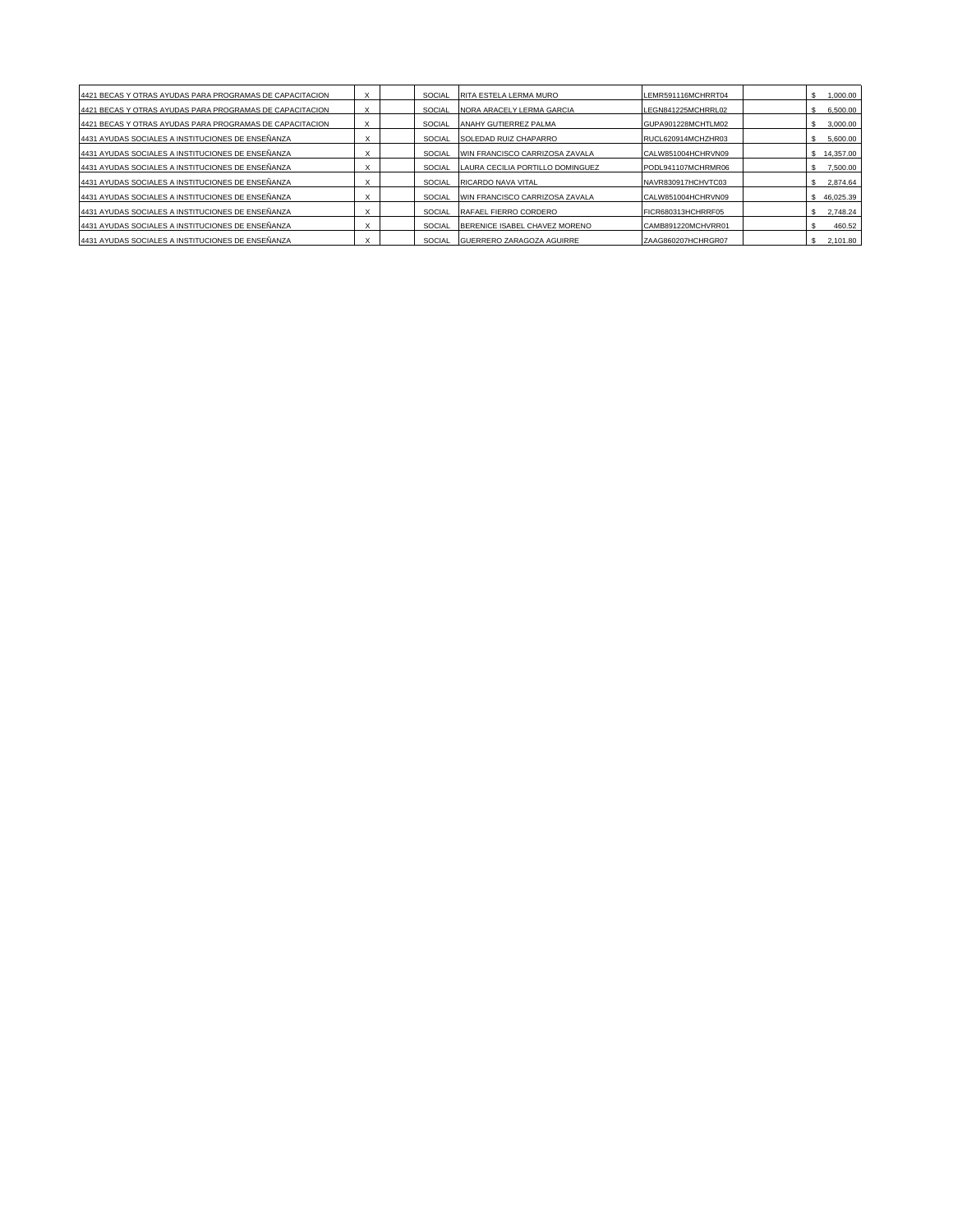| | | | | | | | |
|---|---|---|---|---|---|---|---|
| 4421 BECAS Y OTRAS AYUDAS PARA PROGRAMAS DE CAPACITACION | X | | SOCIAL | RITA ESTELA LERMA MURO | LEMR591116MCHRRT04 | | $ 1,000.00 |
| 4421 BECAS Y OTRAS AYUDAS PARA PROGRAMAS DE CAPACITACION | X | | SOCIAL | NORA ARACELY LERMA GARCIA | LEGN841225MCHRRL02 | | $ 6,500.00 |
| 4421 BECAS Y OTRAS AYUDAS PARA PROGRAMAS DE CAPACITACION | X | | SOCIAL | ANAHY GUTIERREZ PALMA | GUPA901228MCHTLM02 | | $ 3,000.00 |
| 4431 AYUDAS SOCIALES A INSTITUCIONES DE ENSEÑANZA | X | | SOCIAL | SOLEDAD RUIZ CHAPARRO | RUCL620914MCHZHR03 | | $ 5,600.00 |
| 4431 AYUDAS SOCIALES A INSTITUCIONES DE ENSEÑANZA | X | | SOCIAL | WIN FRANCISCO CARRIZOSA ZAVALA | CALW851004HCHRVN09 | | $ 14,357.00 |
| 4431 AYUDAS SOCIALES A INSTITUCIONES DE ENSEÑANZA | X | | SOCIAL | LAURA CECILIA PORTILLO DOMINGUEZ | PODL941107MCHRMR06 | | $ 7,500.00 |
| 4431 AYUDAS SOCIALES A INSTITUCIONES DE ENSEÑANZA | X | | SOCIAL | RICARDO NAVA VITAL | NAVR830917HCHVTC03 | | $ 2,874.64 |
| 4431 AYUDAS SOCIALES A INSTITUCIONES DE ENSEÑANZA | X | | SOCIAL | WIN FRANCISCO CARRIZOSA ZAVALA | CALW851004HCHRVN09 | | $ 46,025.39 |
| 4431 AYUDAS SOCIALES A INSTITUCIONES DE ENSEÑANZA | X | | SOCIAL | RAFAEL FIERRO CORDERO | FICR680313HCHRRF05 | | $ 2,748.24 |
| 4431 AYUDAS SOCIALES A INSTITUCIONES DE ENSEÑANZA | X | | SOCIAL | BERENICE ISABEL CHAVEZ MORENO | CAMB891220MCHVRR01 | | $ 460.52 |
| 4431 AYUDAS SOCIALES A INSTITUCIONES DE ENSEÑANZA | X | | SOCIAL | GUERRERO ZARAGOZA AGUIRRE | ZAAG860207HCHRGR07 | | $ 2,101.80 |